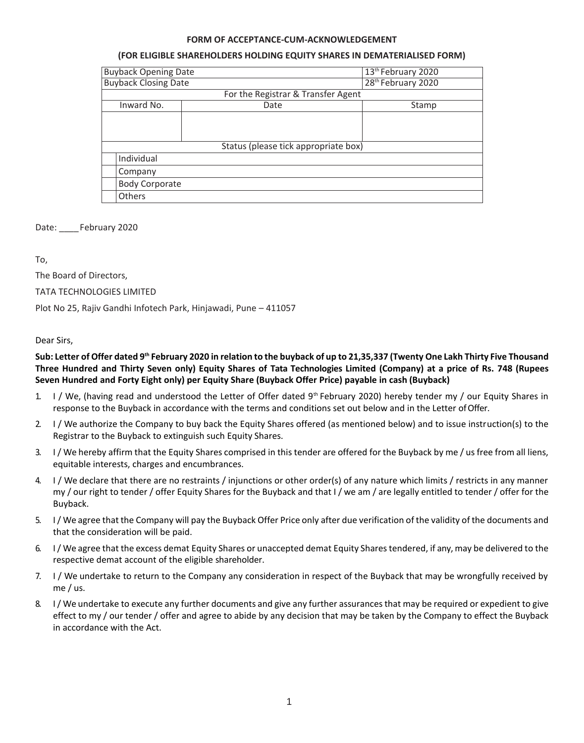**FORM OF ACCEPTANCE-CUM-ACKNOWLEDGEMENT**

**(FOR ELIGIBLE SHAREHOLDERS HOLDING EQUITY SHARES IN DEMATERIALISED FORM)**

| Buyback Opening Date | | 13th February 2020 |
|---|---|---|
| Buyback Closing Date | | 28th February 2020 |
| For the Registrar & Transfer Agent | | |
| Inward No. | Date | Stamp |
| | | |
| Status (please tick appropriate box) | | |
| ☐ Individual | | |
| ☐ Company | | |
| ☐ Body Corporate | | |
| ☐ Others | | |

Date: ____ February 2020

To,

The Board of Directors,

TATA TECHNOLOGIES LIMITED

Plot No 25, Rajiv Gandhi Infotech Park, Hinjawadi, Pune – 411057

Dear Sirs,

**Sub: Letter of Offer dated 9th February 2020 in relation to the buyback of up to 21,35,337 (Twenty One Lakh Thirty Five Thousand Three Hundred and Thirty Seven only) Equity Shares of Tata Technologies Limited (Company) at a price of Rs. 748 (Rupees Seven Hundred and Forty Eight only) per Equity Share (Buyback Offer Price) payable in cash (Buyback)**

1. I / We, (having read and understood the Letter of Offer dated 9th February 2020) hereby tender my / our Equity Shares in response to the Buyback in accordance with the terms and conditions set out below and in the Letter of Offer.
2. I / We authorize the Company to buy back the Equity Shares offered (as mentioned below) and to issue instruction(s) to the Registrar to the Buyback to extinguish such Equity Shares.
3. I / We hereby affirm that the Equity Shares comprised in this tender are offered for the Buyback by me / us free from all liens, equitable interests, charges and encumbrances.
4. I / We declare that there are no restraints / injunctions or other order(s) of any nature which limits / restricts in any manner my / our right to tender / offer Equity Shares for the Buyback and that I / we am / are legally entitled to tender / offer for the Buyback.
5. I / We agree that the Company will pay the Buyback Offer Price only after due verification of the validity of the documents and that the consideration will be paid.
6. I / We agree that the excess demat Equity Shares or unaccepted demat Equity Shares tendered, if any, may be delivered to the respective demat account of the eligible shareholder.
7. I / We undertake to return to the Company any consideration in respect of the Buyback that may be wrongfully received by me / us.
8. I / We undertake to execute any further documents and give any further assurances that may be required or expedient to give effect to my / our tender / offer and agree to abide by any decision that may be taken by the Company to effect the Buyback in accordance with the Act.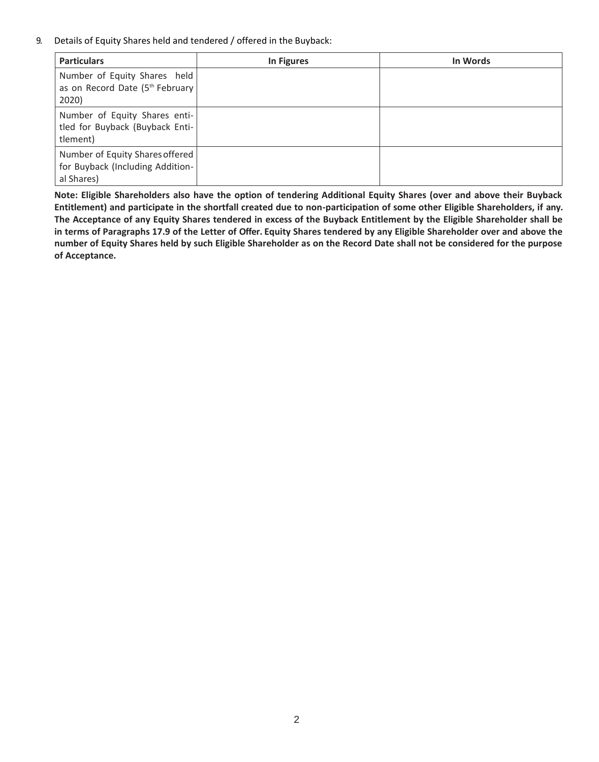9. Details of Equity Shares held and tendered / offered in the Buyback:

| Particulars | In Figures | In Words |
|---|---|---|
| Number of Equity Shares held as on Record Date (5th February 2020) | | |
| Number of Equity Shares entitled for Buyback (Buyback Entitlement) | | |
| Number of Equity Shares offered for Buyback (Including Additional Shares) | | |

**Note: Eligible Shareholders also have the option of tendering Additional Equity Shares (over and above their Buyback Entitlement) and participate in the shortfall created due to non-participation of some other Eligible Shareholders, if any. The Acceptance of any Equity Shares tendered in excess of the Buyback Entitlement by the Eligible Shareholder shall be in terms of Paragraphs 17.9 of the Letter of Offer. Equity Shares tendered by any Eligible Shareholder over and above the number of Equity Shares held by such Eligible Shareholder as on the Record Date shall not be considered for the purpose of Acceptance.**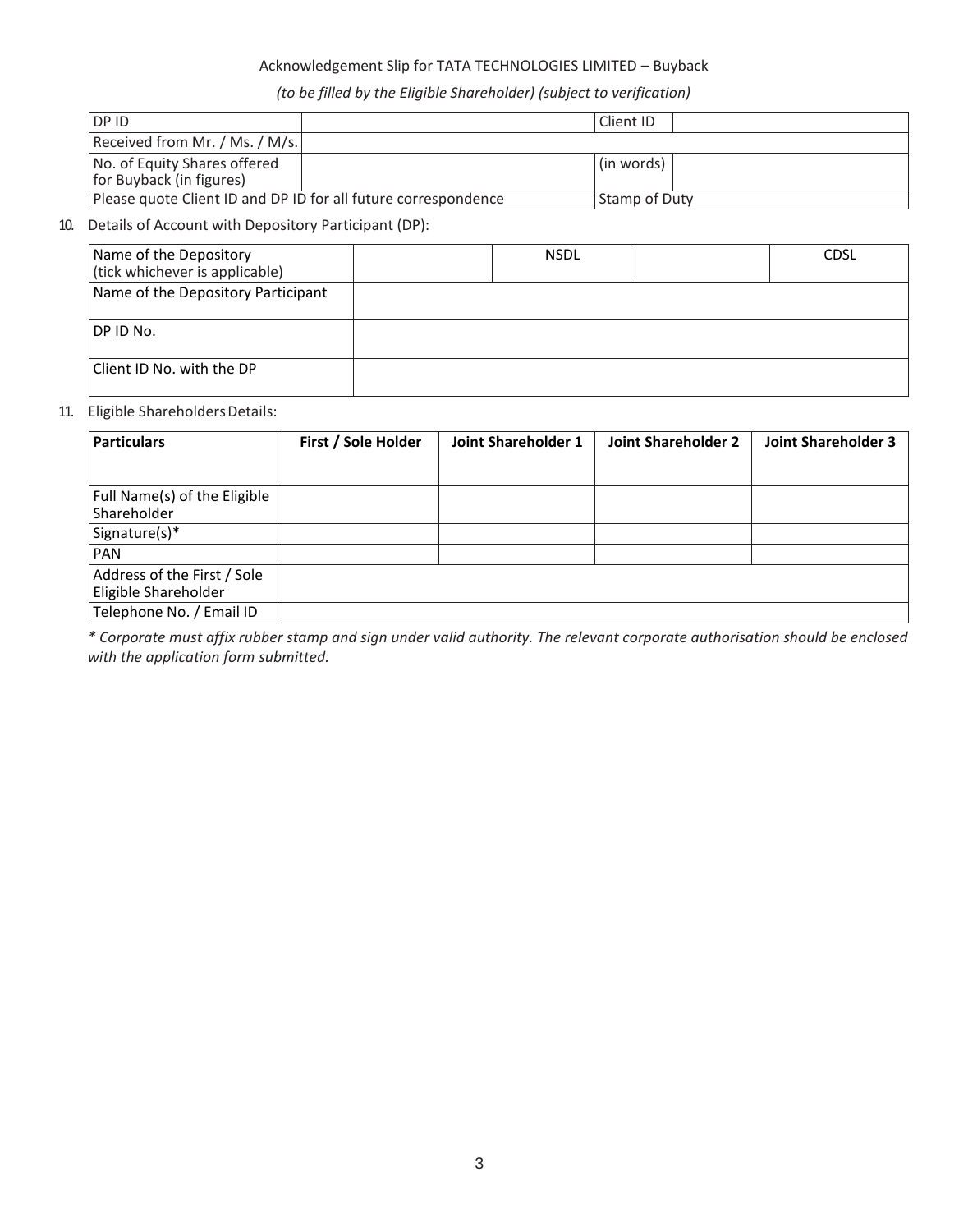Acknowledgement Slip for TATA TECHNOLOGIES LIMITED – Buyback

*(to be filled by the Eligible Shareholder) (subject to verification)*

| DP ID | | Client ID | |
|---|---|---|---|
| Received from Mr. / Ms. / M/s. | | | |
| No. of Equity Shares offered for Buyback (in figures) | | (in words) | |
| Please quote Client ID and DP ID for all future correspondence | | Stamp of Duty | |

10. Details of Account with Depository Participant (DP):

| Name of the Depository (tick whichever is applicable) | | NSDL | | CDSL |
|---|---|---|---|---|
| Name of the Depository Participant | | | | |
| DP ID No. | | | | |
| Client ID No. with the DP | | | | |

11. Eligible Shareholders Details:

| Particulars | First / Sole Holder | Joint Shareholder 1 | Joint Shareholder 2 | Joint Shareholder 3 |
|---|---|---|---|---|
| Full Name(s) of the Eligible Shareholder | | | | |
| Signature(s)* | | | | |
| PAN | | | | |
| Address of the First / Sole Eligible Shareholder | | | | |
| Telephone No. / Email ID | | | | |

*\* Corporate must affix rubber stamp and sign under valid authority. The relevant corporate authorisation should be enclosed with the application form submitted.*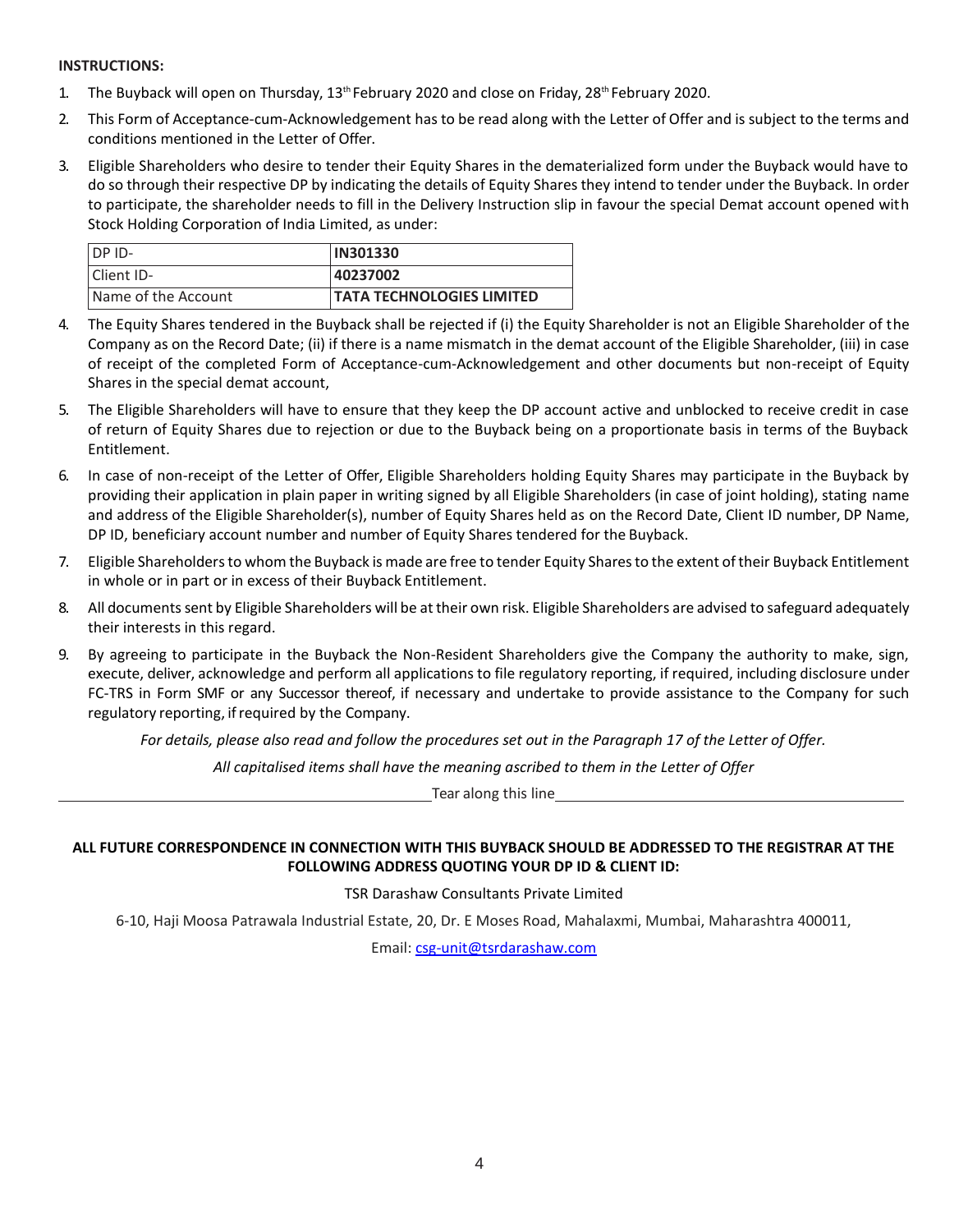**INSTRUCTIONS:**

1. The Buyback will open on Thursday, 13th February 2020 and close on Friday, 28th February 2020.
2. This Form of Acceptance-cum-Acknowledgement has to be read along with the Letter of Offer and is subject to the terms and conditions mentioned in the Letter of Offer.
3. Eligible Shareholders who desire to tender their Equity Shares in the dematerialized form under the Buyback would have to do so through their respective DP by indicating the details of Equity Shares they intend to tender under the Buyback. In order to participate, the shareholder needs to fill in the Delivery Instruction slip in favour the special Demat account opened with Stock Holding Corporation of India Limited, as under:

| | |
|---|---|
| DP ID- | **IN301330** |
| Client ID- | **40237002** |
| Name of the Account | **TATA TECHNOLOGIES LIMITED** |

4. The Equity Shares tendered in the Buyback shall be rejected if (i) the Equity Shareholder is not an Eligible Shareholder of the Company as on the Record Date; (ii) if there is a name mismatch in the demat account of the Eligible Shareholder, (iii) in case of receipt of the completed Form of Acceptance-cum-Acknowledgement and other documents but non-receipt of Equity Shares in the special demat account,
5. The Eligible Shareholders will have to ensure that they keep the DP account active and unblocked to receive credit in case of return of Equity Shares due to rejection or due to the Buyback being on a proportionate basis in terms of the Buyback Entitlement.
6. In case of non-receipt of the Letter of Offer, Eligible Shareholders holding Equity Shares may participate in the Buyback by providing their application in plain paper in writing signed by all Eligible Shareholders (in case of joint holding), stating name and address of the Eligible Shareholder(s), number of Equity Shares held as on the Record Date, Client ID number, DP Name, DP ID, beneficiary account number and number of Equity Shares tendered for the Buyback.
7. Eligible Shareholders to whom the Buyback is made are free to tender Equity Shares to the extent of their Buyback Entitlement in whole or in part or in excess of their Buyback Entitlement.
8. All documents sent by Eligible Shareholders will be at their own risk. Eligible Shareholders are advised to safeguard adequately their interests in this regard.
9. By agreeing to participate in the Buyback the Non-Resident Shareholders give the Company the authority to make, sign, execute, deliver, acknowledge and perform all applications to file regulatory reporting, if required, including disclosure under FC-TRS in Form SMF or any Successor thereof, if necessary and undertake to provide assistance to the Company for such regulatory reporting, if required by the Company.

*For details, please also read and follow the procedures set out in the Paragraph 17 of the Letter of Offer.*

*All capitalised items shall have the meaning ascribed to them in the Letter of Offer*

Tear along this line

**ALL FUTURE CORRESPONDENCE IN CONNECTION WITH THIS BUYBACK SHOULD BE ADDRESSED TO THE REGISTRAR AT THE FOLLOWING ADDRESS QUOTING YOUR DP ID & CLIENT ID:**

TSR Darashaw Consultants Private Limited

6-10, Haji Moosa Patrawala Industrial Estate, 20, Dr. E Moses Road, Mahalaxmi, Mumbai, Maharashtra 400011,

Email: csg-unit@tsrdarashaw.com